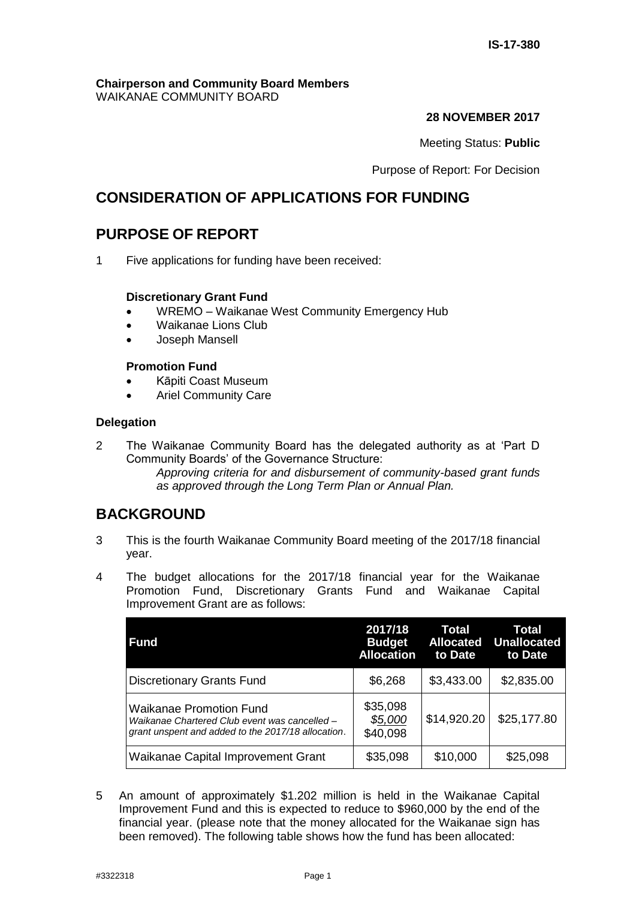IS-17-380

**Chairperson and Community Board Members**
WAIKANAE COMMUNITY BOARD

**28 NOVEMBER 2017**

Meeting Status: **Public**

Purpose of Report: For Decision

# CONSIDERATION OF APPLICATIONS FOR FUNDING

# PURPOSE OF REPORT

1 Five applications for funding have been received:

**Discretionary Grant Fund**

- WREMO – Waikanae West Community Emergency Hub
- Waikanae Lions Club
- Joseph Mansell

**Promotion Fund**

- Kāpiti Coast Museum
- Ariel Community Care

**Delegation**

2 The Waikanae Community Board has the delegated authority as at 'Part D Community Boards' of the Governance Structure:

*Approving criteria for and disbursement of community-based grant funds as approved through the Long Term Plan or Annual Plan.*

# BACKGROUND

3 This is the fourth Waikanae Community Board meeting of the 2017/18 financial year.

4 The budget allocations for the 2017/18 financial year for the Waikanae Promotion Fund, Discretionary Grants Fund and Waikanae Capital Improvement Grant are as follows:

| Fund | 2017/18 Budget Allocation | Total Allocated to Date | Total Unallocated to Date |
|---|---|---|---|
| Discretionary Grants Fund | \$6,268 | \$3,433.00 | \$2,835.00 |
| Waikanae Promotion Fund<br>*Waikanae Chartered Club event was cancelled – grant unspent and added to the 2017/18 allocation*. | \$35,098<br>*\$5,000*<br>\$40,098 | \$14,920.20 | \$25,177.80 |
| Waikanae Capital Improvement Grant | \$35,098 | \$10,000 | \$25,098 |

5 An amount of approximately \$1.202 million is held in the Waikanae Capital Improvement Fund and this is expected to reduce to \$960,000 by the end of the financial year. (please note that the money allocated for the Waikanae sign has been removed). The following table shows how the fund has been allocated: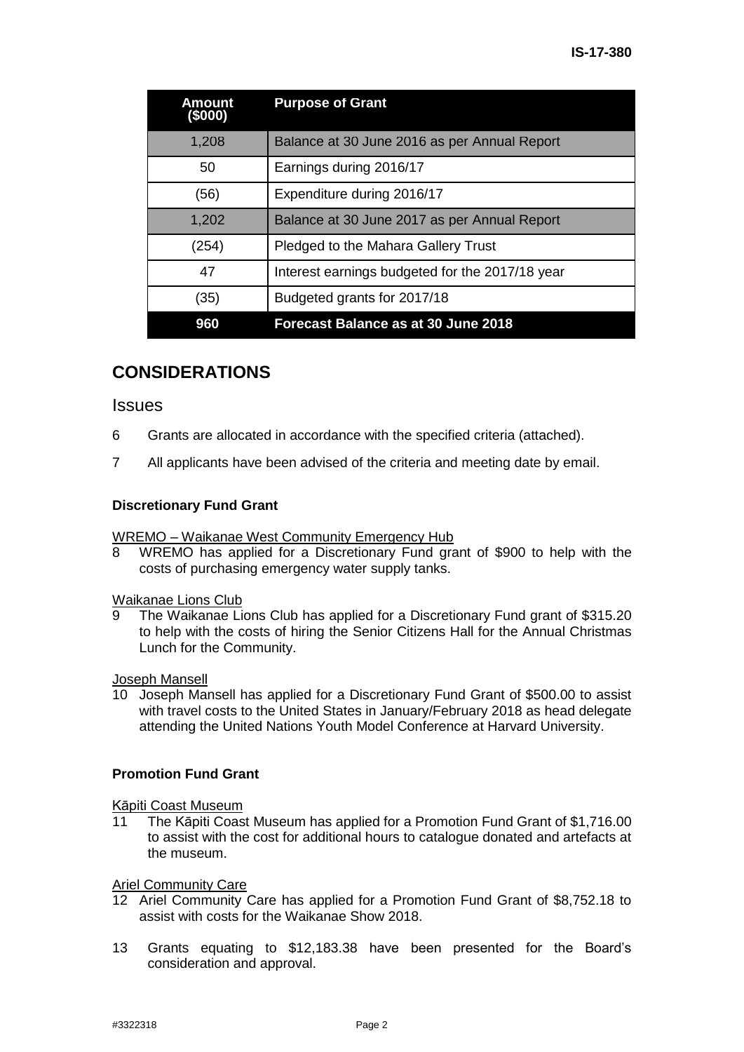| Amount ($000) | Purpose of Grant |
|---|---|
| 1,208 | Balance at 30 June 2016 as per Annual Report |
| 50 | Earnings during 2016/17 |
| (56) | Expenditure during 2016/17 |
| 1,202 | Balance at 30 June 2017 as per Annual Report |
| (254) | Pledged to the Mahara Gallery Trust |
| 47 | Interest earnings budgeted for the 2017/18 year |
| (35) | Budgeted grants for 2017/18 |
| **960** | **Forecast Balance as at 30 June 2018** |

# CONSIDERATIONS

## Issues

6 Grants are allocated in accordance with the specified criteria (attached).

7 All applicants have been advised of the criteria and meeting date by email.

### Discretionary Fund Grant

WREMO – Waikanae West Community Emergency Hub

8 WREMO has applied for a Discretionary Fund grant of $900 to help with the costs of purchasing emergency water supply tanks.

Waikanae Lions Club

9 The Waikanae Lions Club has applied for a Discretionary Fund grant of $315.20 to help with the costs of hiring the Senior Citizens Hall for the Annual Christmas Lunch for the Community.

Joseph Mansell

10 Joseph Mansell has applied for a Discretionary Fund Grant of $500.00 to assist with travel costs to the United States in January/February 2018 as head delegate attending the United Nations Youth Model Conference at Harvard University.

### Promotion Fund Grant

Kāpiti Coast Museum

11 The Kāpiti Coast Museum has applied for a Promotion Fund Grant of $1,716.00 to assist with the cost for additional hours to catalogue donated and artefacts at the museum.

Ariel Community Care

12 Ariel Community Care has applied for a Promotion Fund Grant of $8,752.18 to assist with costs for the Waikanae Show 2018.

13 Grants equating to $12,183.38 have been presented for the Board's consideration and approval.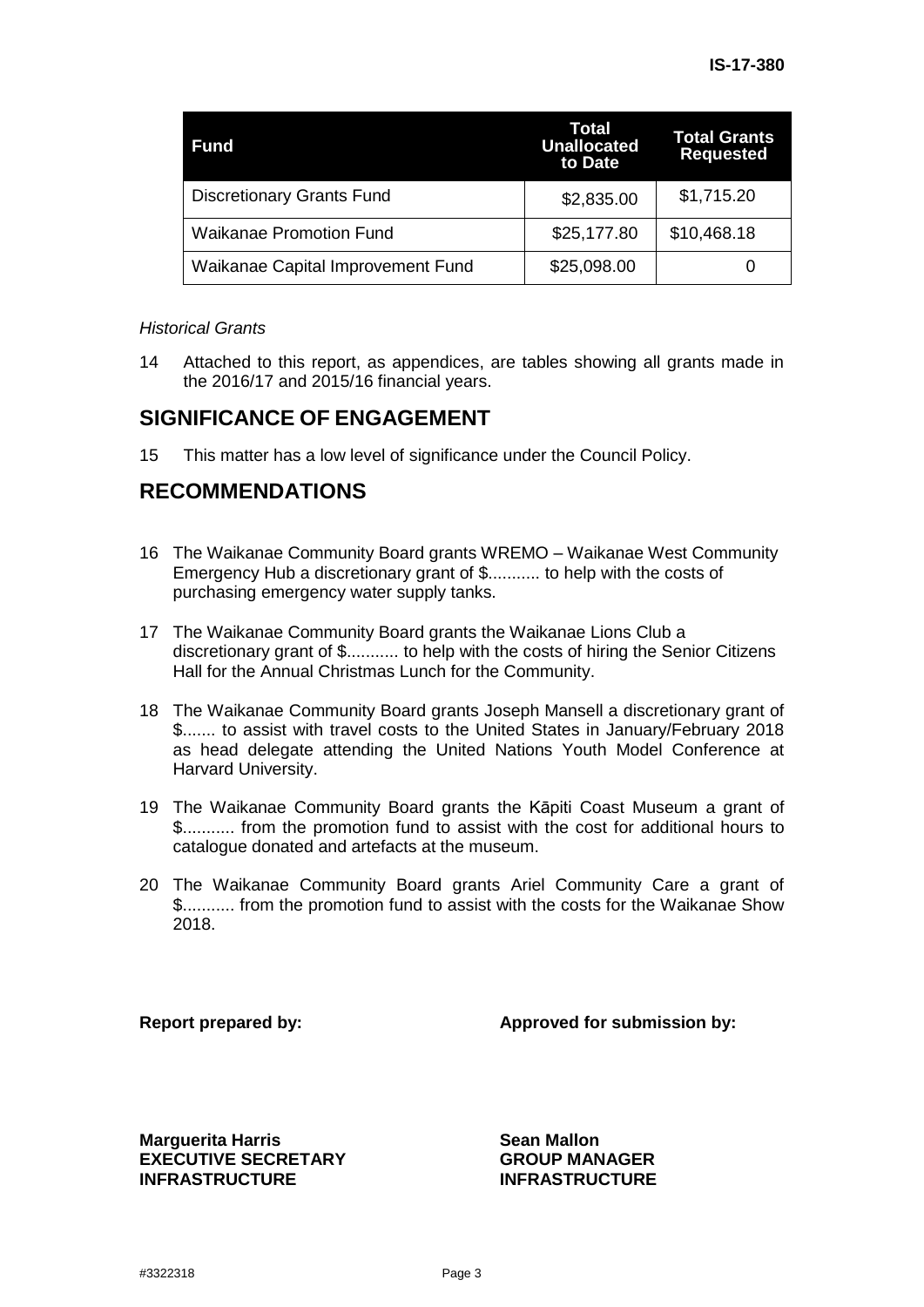| Fund | Total Unallocated to Date | Total Grants Requested |
|---|---|---|
| Discretionary Grants Fund | $2,835.00 | $1,715.20 |
| Waikanae Promotion Fund | $25,177.80 | $10,468.18 |
| Waikanae Capital Improvement Fund | $25,098.00 | 0 |

*Historical Grants*

14 Attached to this report, as appendices, are tables showing all grants made in the 2016/17 and 2015/16 financial years.

## SIGNIFICANCE OF ENGAGEMENT

15 This matter has a low level of significance under the Council Policy.

## RECOMMENDATIONS

16 The Waikanae Community Board grants WREMO – Waikanae West Community Emergency Hub a discretionary grant of $........... to help with the costs of purchasing emergency water supply tanks.

17 The Waikanae Community Board grants the Waikanae Lions Club a discretionary grant of $........... to help with the costs of hiring the Senior Citizens Hall for the Annual Christmas Lunch for the Community.

18 The Waikanae Community Board grants Joseph Mansell a discretionary grant of $....... to assist with travel costs to the United States in January/February 2018 as head delegate attending the United Nations Youth Model Conference at Harvard University.

19 The Waikanae Community Board grants the Kāpiti Coast Museum a grant of $........... from the promotion fund to assist with the cost for additional hours to catalogue donated and artefacts at the museum.

20 The Waikanae Community Board grants Ariel Community Care a grant of $........... from the promotion fund to assist with the costs for the Waikanae Show 2018.

**Report prepared by:**

**Marguerita Harris**
**EXECUTIVE SECRETARY**
**INFRASTRUCTURE**

**Approved for submission by:**

**Sean Mallon**
**GROUP MANAGER**
**INFRASTRUCTURE**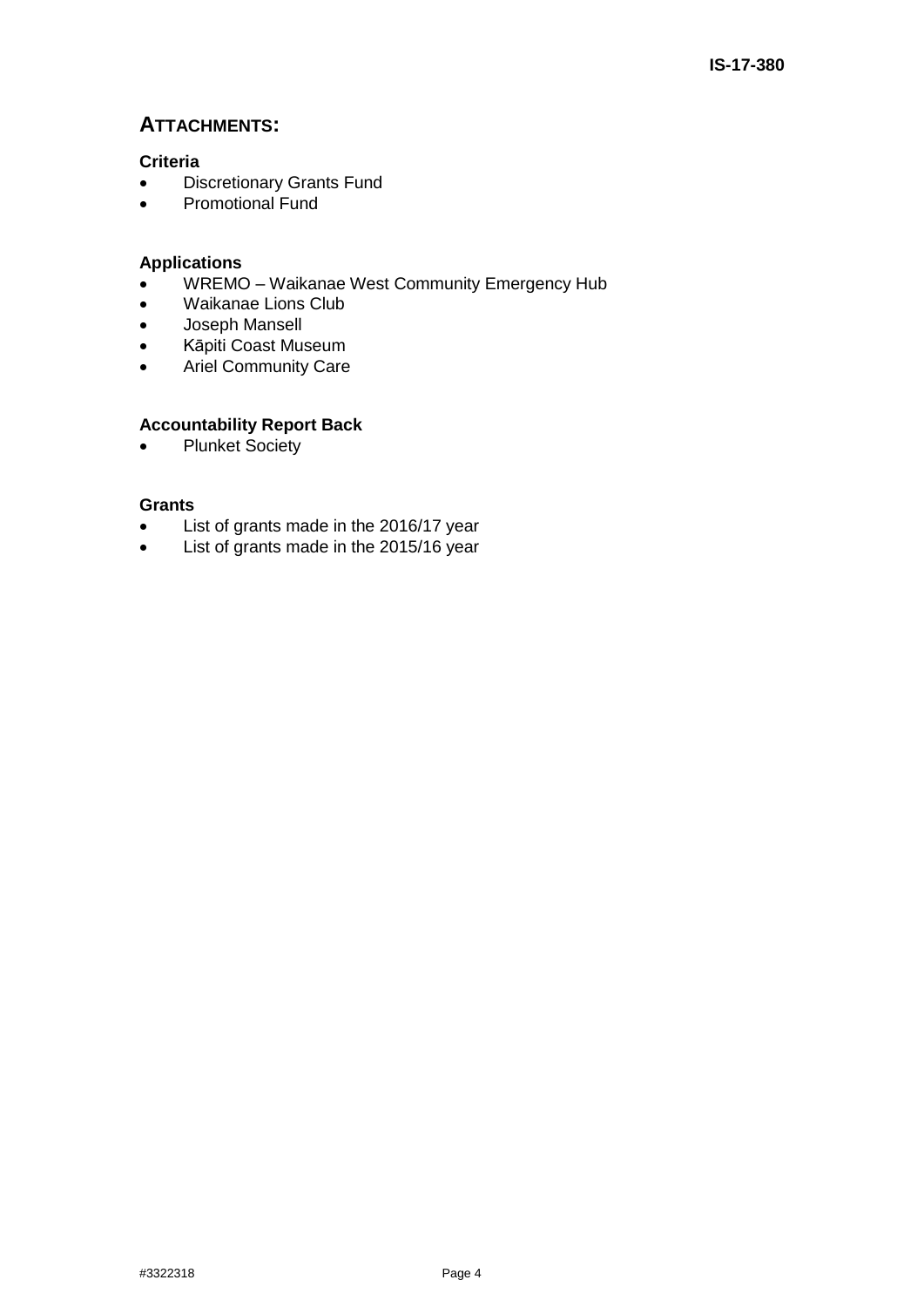## ATTACHMENTS:

### Criteria

- Discretionary Grants Fund
- Promotional Fund

### Applications

- WREMO – Waikanae West Community Emergency Hub
- Waikanae Lions Club
- Joseph Mansell
- Kāpiti Coast Museum
- Ariel Community Care

### Accountability Report Back

- Plunket Society

### Grants

- List of grants made in the 2016/17 year
- List of grants made in the 2015/16 year